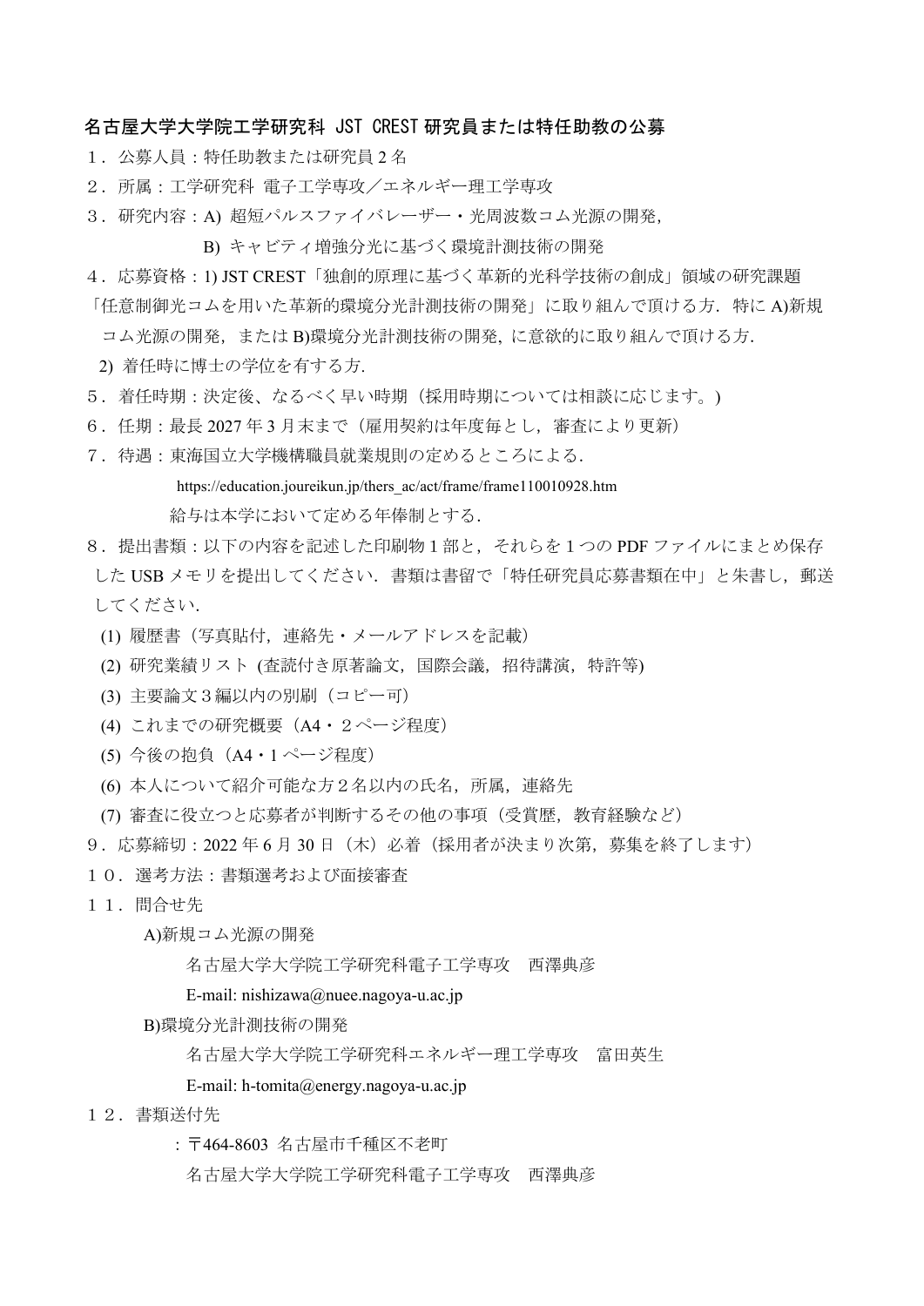# 名古屋大学大学院工学研究科 JST CREST 研究員または特任助教の公募

１．公募人員：特任助教または研究員２名

２．所属：工学研究科 電子工学専攻／エネルギー理工学専攻

３．研究内容：A) 超短パルスファイバレーザー・光周波数コム光源の開発，

B) キャビティ増強分光に基づく環境計測技術の開発

４．応募資格：1) JST CREST「独創的原理に基づく革新的光科学技術の創成」領域の研究課題「任意制御光コムを用いた革新的環境分光計測技術の開発」に取り組んで頂ける方．特に A)新規コム光源の開発，または B)環境分光計測技術の開発，に意欲的に取り組んで頂ける方．

2) 着任時に博士の学位を有する方.

５．着任時期：決定後、なるべく早い時期（採用時期については相談に応じます。)

６．任期：最長 2027 年 3 月末まで（雇用契約は年度毎とし，審査により更新）

７．待遇：東海国立大学機構職員就業規則の定めるところによる．

https://education.joureikun.jp/thers_ac/act/frame/frame110010928.htm

給与は本学において定める年俸制とする．

８．提出書類：以下の内容を記述した印刷物１部と，それらを１つの PDF ファイルにまとめ保存した USB メモリを提出してください．書類は書留で「特任研究員応募書類在中」と朱書し，郵送してください．

(1) 履歴書（写真貼付，連絡先・メールアドレスを記載）

(2) 研究業績リスト (査読付き原著論文，国際会議，招待講演，特許等)

(3) 主要論文３編以内の別刷（コピー可）

(4) これまでの研究概要（A4・２ページ程度）

(5) 今後の抱負（A4・1 ページ程度）

(6) 本人について紹介可能な方２名以内の氏名，所属，連絡先

(7) 審査に役立つと応募者が判断するその他の事項（受賞歴，教育経験など）

９．応募締切：2022 年 6 月 30 日（木）必着（採用者が決まり次第，募集を終了します）

１０．選考方法：書類選考および面接審査

１１．問合せ先

A)新規コム光源の開発

名古屋大学大学院工学研究科電子工学専攻　西澤典彦

E-mail: nishizawa@nuee.nagoya-u.ac.jp

B)環境分光計測技術の開発

名古屋大学大学院工学研究科エネルギー理工学専攻　富田英生

E-mail: h-tomita@energy.nagoya-u.ac.jp

１２．書類送付先

：〒464-8603 名古屋市千種区不老町

名古屋大学大学院工学研究科電子工学専攻　西澤典彦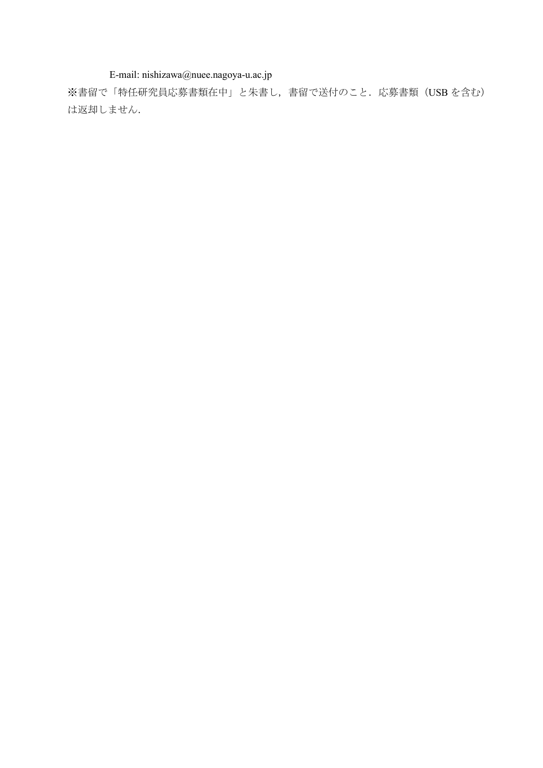E-mail: nishizawa@nuee.nagoya-u.ac.jp

※書留で「特任研究員応募書類在中」と朱書し，書留で送付のこと．応募書類（USB を含む）は返却しません．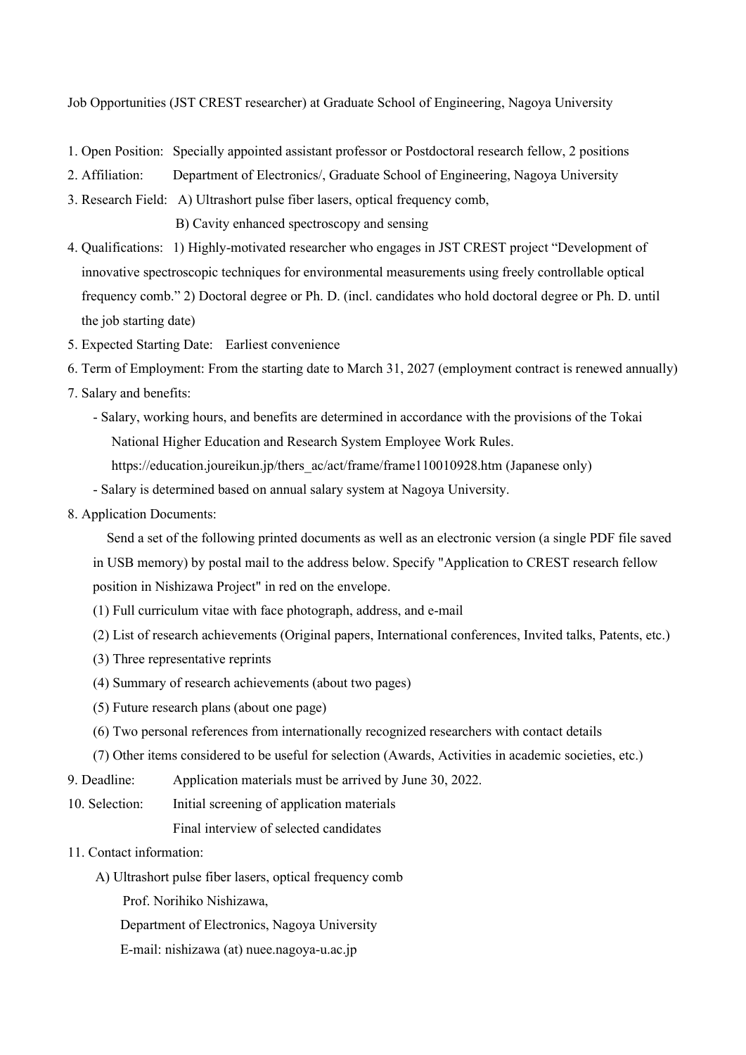Job Opportunities (JST CREST researcher) at Graduate School of Engineering, Nagoya University

1. Open Position: Specially appointed assistant professor or Postdoctoral research fellow, 2 positions
2. Affiliation: Department of Electronics/, Graduate School of Engineering, Nagoya University
3. Research Field: A) Ultrashort pulse fiber lasers, optical frequency comb,
   B) Cavity enhanced spectroscopy and sensing
4. Qualifications: 1) Highly-motivated researcher who engages in JST CREST project "Development of innovative spectroscopic techniques for environmental measurements using freely controllable optical frequency comb." 2) Doctoral degree or Ph. D. (incl. candidates who hold doctoral degree or Ph. D. until the job starting date)
5. Expected Starting Date: Earliest convenience
6. Term of Employment: From the starting date to March 31, 2027 (employment contract is renewed annually)
7. Salary and benefits:
   - Salary, working hours, and benefits are determined in accordance with the provisions of the Tokai National Higher Education and Research System Employee Work Rules. https://education.joureikun.jp/thers_ac/act/frame/frame110010928.htm (Japanese only)
   - Salary is determined based on annual salary system at Nagoya University.
8. Application Documents:

   Send a set of the following printed documents as well as an electronic version (a single PDF file saved in USB memory) by postal mail to the address below. Specify "Application to CREST research fellow position in Nishizawa Project" in red on the envelope.

   (1) Full curriculum vitae with face photograph, address, and e-mail
   (2) List of research achievements (Original papers, International conferences, Invited talks, Patents, etc.)
   (3) Three representative reprints
   (4) Summary of research achievements (about two pages)
   (5) Future research plans (about one page)
   (6) Two personal references from internationally recognized researchers with contact details
   (7) Other items considered to be useful for selection (Awards, Activities in academic societies, etc.)
9. Deadline: Application materials must be arrived by June 30, 2022.
10. Selection: Initial screening of application materials
    Final interview of selected candidates
11. Contact information:
    A) Ultrashort pulse fiber lasers, optical frequency comb
       Prof. Norihiko Nishizawa,
       Department of Electronics, Nagoya University
       E-mail: nishizawa (at) nuee.nagoya-u.ac.jp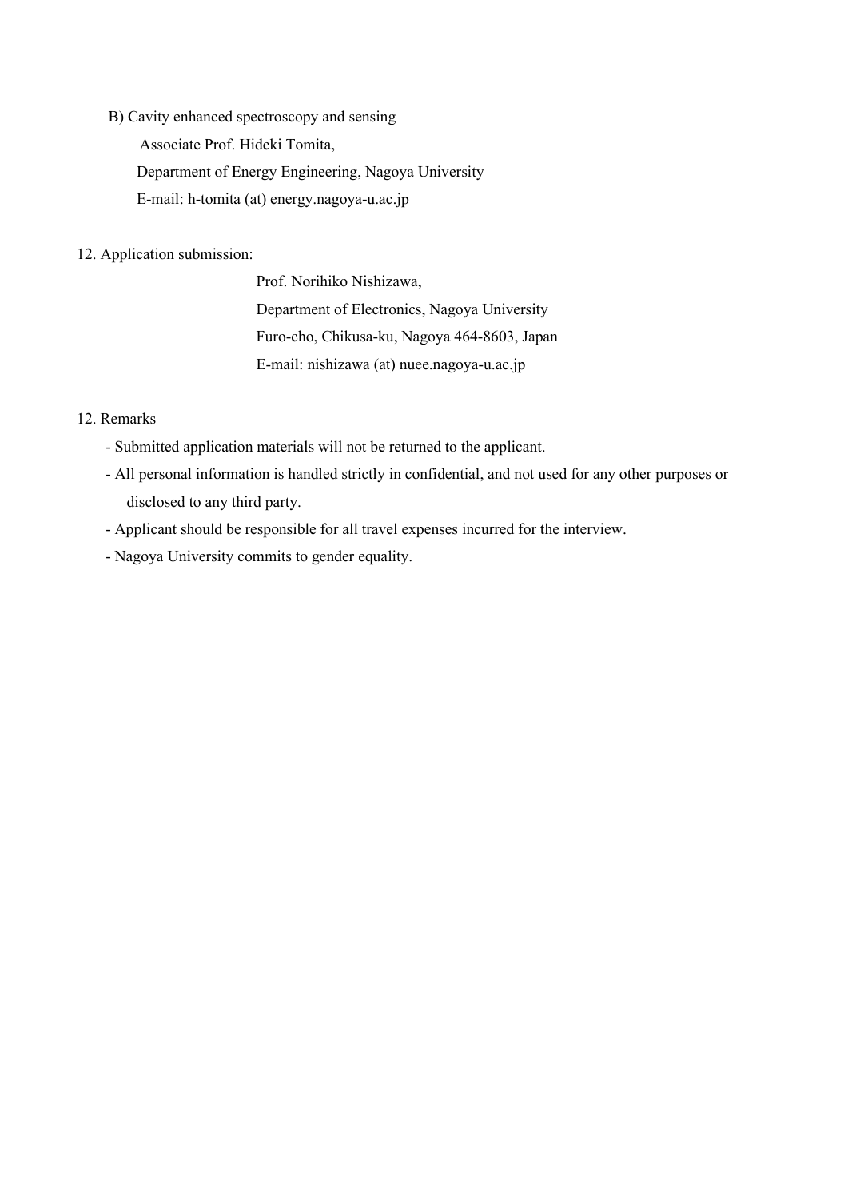B) Cavity enhanced spectroscopy and sensing

Associate Prof. Hideki Tomita,

Department of Energy Engineering, Nagoya University

E-mail: h-tomita (at) energy.nagoya-u.ac.jp

12. Application submission:

Prof. Norihiko Nishizawa,

Department of Electronics, Nagoya University

Furo-cho, Chikusa-ku, Nagoya 464-8603, Japan

E-mail: nishizawa (at) nuee.nagoya-u.ac.jp

12. Remarks

- Submitted application materials will not be returned to the applicant.
- All personal information is handled strictly in confidential, and not used for any other purposes or disclosed to any third party.
- Applicant should be responsible for all travel expenses incurred for the interview.
- Nagoya University commits to gender equality.